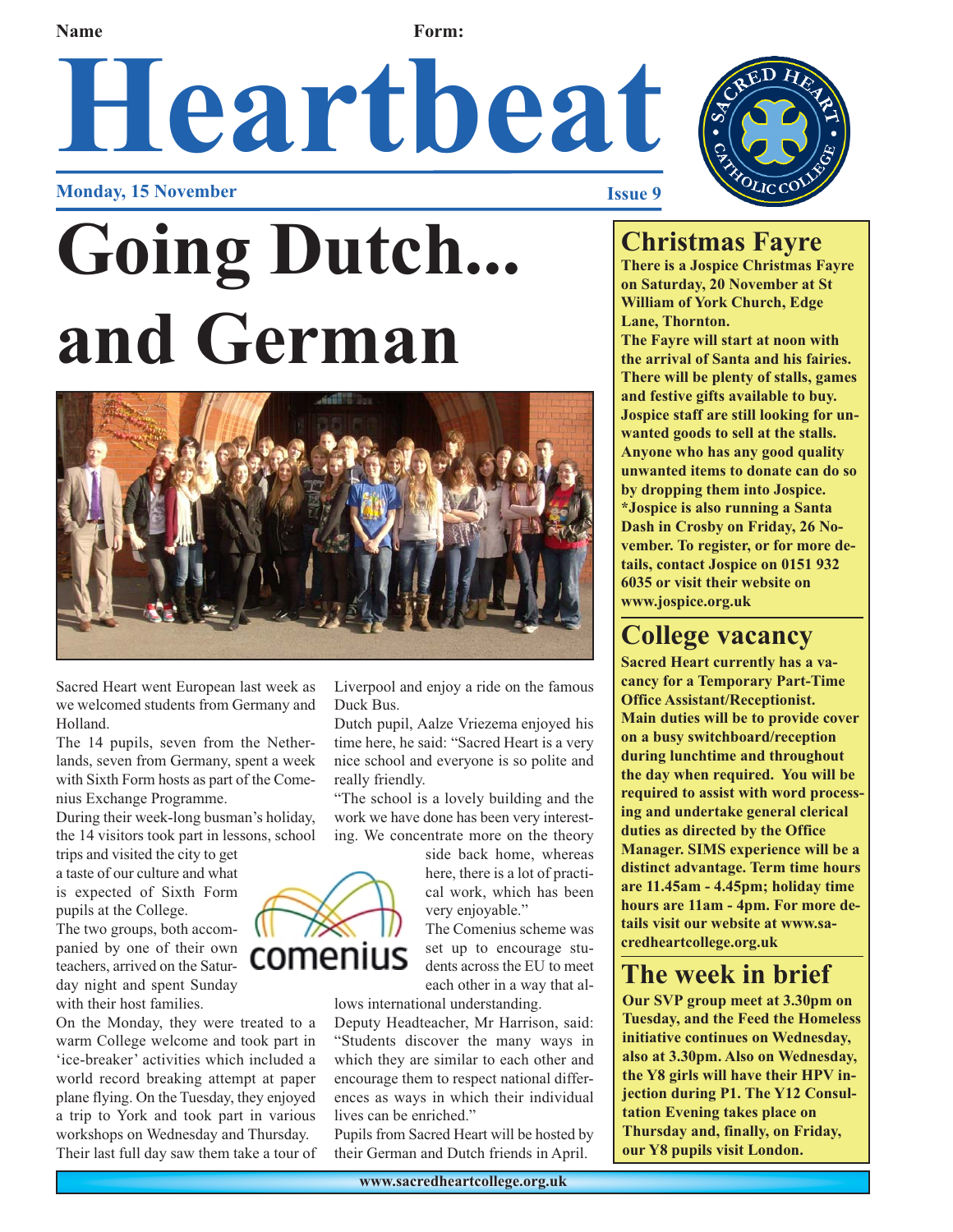Name Form:

# Heartbeat

**Monday, 15 November** **Issue 9**

# Going Dutch... and German

Sacred Heart went European last week as we welcomed students from Germany and Holland.

The 14 pupils, seven from the Netherlands, seven from Germany, spent a week with Sixth Form hosts as part of the Comenius Exchange Programme.

During their week-long busman's holiday, the 14 visitors took part in lessons, school trips and visited the city to get a taste of our culture and what is expected of Sixth Form pupils at the College.

The two groups, both accompanied by one of their own teachers, arrived on the Saturday night and spent Sunday with their host families.

On the Monday, they were treated to a warm College welcome and took part in 'ice-breaker' activities which included a world record breaking attempt at paper plane flying. On the Tuesday, they enjoyed a trip to York and took part in various workshops on Wednesday and Thursday.

Their last full day saw them take a tour of Liverpool and enjoy a ride on the famous Duck Bus.

Dutch pupil, Aalze Vriezema enjoyed his time here, he said: "Sacred Heart is a very nice school and everyone is so polite and really friendly.

"The school is a lovely building and the work we have done has been very interesting. We concentrate more on the theory side back home, whereas here, there is a lot of practical work, which has been very enjoyable."

The Comenius scheme was set up to encourage students across the EU to meet each other in a way that allows international understanding.

Deputy Headteacher, Mr Harrison, said: "Students discover the many ways in which they are similar to each other and encourage them to respect national differences as ways in which their individual lives can be enriched."

Pupils from Sacred Heart will be hosted by their German and Dutch friends in April.

## Christmas Fayre

**There is a Jospice Christmas Fayre on Saturday, 20 November at St William of York Church, Edge Lane, Thornton.**

**The Fayre will start at noon with the arrival of Santa and his fairies. There will be plenty of stalls, games and festive gifts available to buy. Jospice staff are still looking for unwanted goods to sell at the stalls. Anyone who has any good quality unwanted items to donate can do so by dropping them into Jospice.**

**\*Jospice is also running a Santa Dash in Crosby on Friday, 26 November. To register, or for more details, contact Jospice on 0151 932 6035 or visit their website on www.jospice.org.uk**

## College vacancy

**Sacred Heart currently has a vacancy for a Temporary Part-Time Office Assistant/Receptionist. Main duties will be to provide cover on a busy switchboard/reception during lunchtime and throughout the day when required. You will be required to assist with word processing and undertake general clerical duties as directed by the Office Manager. SIMS experience will be a distinct advantage. Term time hours are 11.45am - 4.45pm; holiday time hours are 11am - 4pm. For more details visit our website at www.sacredheartcollege.org.uk**

## The week in brief

**Our SVP group meet at 3.30pm on Tuesday, and the Feed the Homeless initiative continues on Wednesday, also at 3.30pm. Also on Wednesday, the Y8 girls will have their HPV injection during P1. The Y12 Consultation Evening takes place on Thursday and, finally, on Friday, our Y8 pupils visit London.**

www.sacredheartcollege.org.uk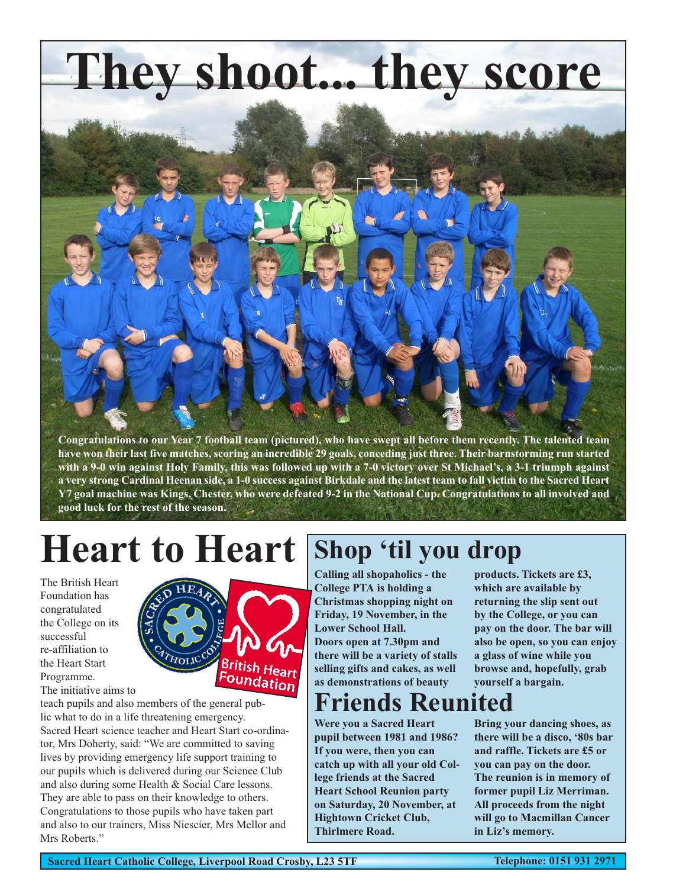# They shoot... they score

Congratulations to our Year 7 football team (pictured), who have swept all before them recently. The talented team have won their last five matches, scoring an incredible 29 goals, conceding just three. Their barnstorming run started with a 9-0 win against Holy Family, this was followed up with a 7-0 victory over St Michael's, a 3-1 triumph against a very strong Cardinal Heenan side, a 1-0 success against Birkdale and the latest team to fall victim to the Sacred Heart Y7 goal machine was Kings, Chester, who were defeated 9-2 in the National Cup. Congratulations to all involved and good luck for the rest of the season.

# Heart to Heart

The British Heart Foundation has congratulated the College on its successful re-affiliation to the Heart Start Programme.

The initiative aims to teach pupils and also members of the general public what to do in a life threatening emergency.

Sacred Heart science teacher and Heart Start co-ordinator, Mrs Doherty, said: "We are committed to saving lives by providing emergency life support training to our pupils which is delivered during our Science Club and also during some Health & Social Care lessons. They are able to pass on their knowledge to others. Congratulations to those pupils who have taken part and also to our trainers, Miss Niescier, Mrs Mellor and Mrs Roberts."

# Shop 'til you drop

**Calling all shopaholics - the College PTA is holding a Christmas shopping night on Friday, 19 November, in the Lower School Hall.**

**Doors open at 7.30pm and there will be a variety of stalls selling gifts and cakes, as well as demonstrations of beauty products. Tickets are £3, which are available by returning the slip sent out by the College, or you can pay on the door. The bar will also be open, so you can enjoy a glass of wine while you browse and, hopefully, grab yourself a bargain.**

# Friends Reunited

**Were you a Sacred Heart pupil between 1981 and 1986? If you were, then you can catch up with all your old College friends at the Sacred Heart School Reunion party on Saturday, 20 November, at Hightown Cricket Club, Thirlmere Road.**

**Bring your dancing shoes, as there will be a disco, '80s bar and raffle. Tickets are £5 or you can pay on the door.**

**The reunion is in memory of former pupil Liz Merriman. All proceeds from the night will go to Macmillan Cancer in Liz's memory.**

**Sacred Heart Catholic College, Liverpool Road Crosby, L23 5TF** **Telephone: 0151 931 2971**